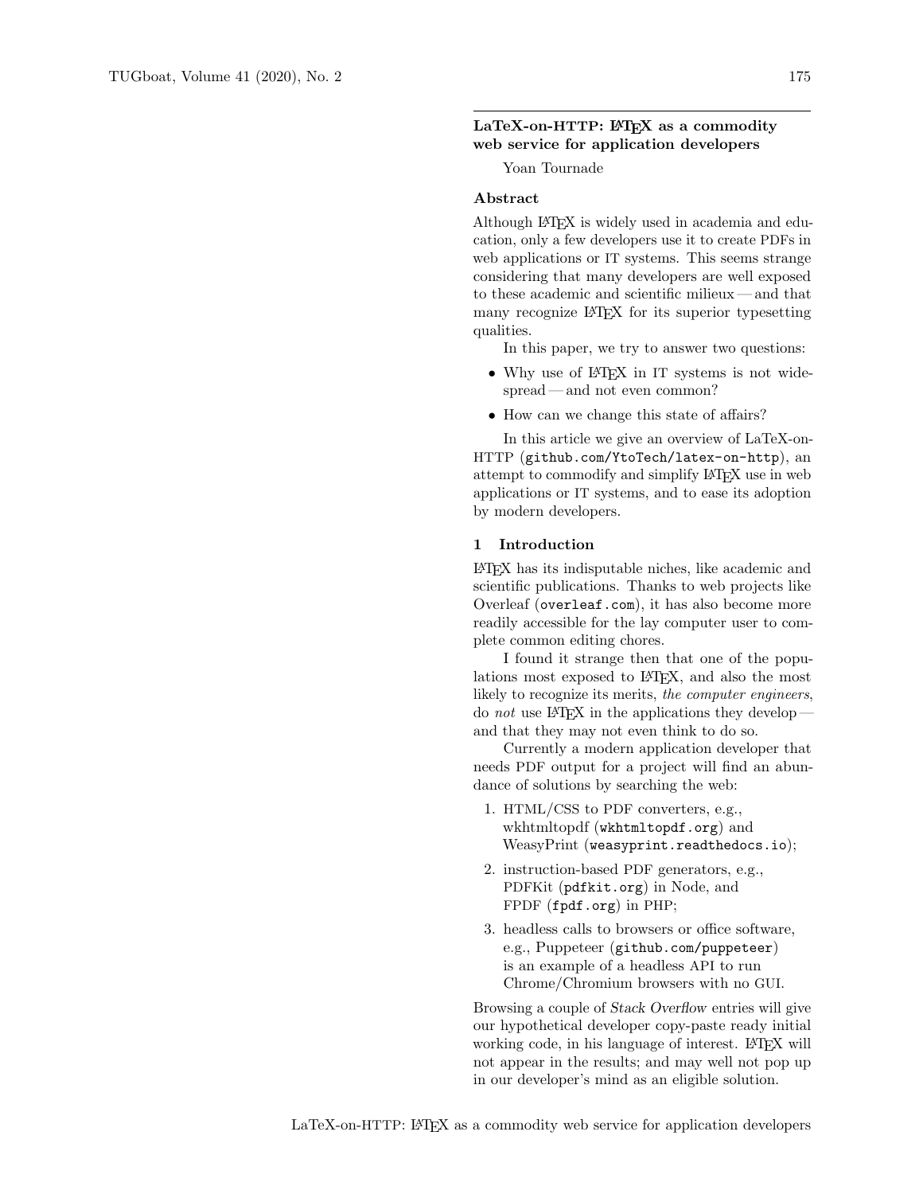# LaTeX-on-HTTP: LaTeX as a commodity web service for application developers

Yoan Tournade

## Abstract

Although LaTeX is widely used in academia and education, only a few developers use it to create PDFs in web applications or IT systems. This seems strange considering that many developers are well exposed to these academic and scientific milieux — and that many recognize LaTeX for its superior typesetting qualities.

In this paper, we try to answer two questions:

- Why use of LaTeX in IT systems is not widespread — and not even common?
- How can we change this state of affairs?

In this article we give an overview of LaTeX-on-HTTP (`github.com/YtoTech/latex-on-http`), an attempt to commodify and simplify LaTeX use in web applications or IT systems, and to ease its adoption by modern developers.

## 1 Introduction

LaTeX has its indisputable niches, like academic and scientific publications. Thanks to web projects like Overleaf (`overleaf.com`), it has also become more readily accessible for the lay computer user to complete common editing chores.

I found it strange then that one of the populations most exposed to LaTeX, and also the most likely to recognize its merits, *the computer engineers*, do *not* use LaTeX in the applications they develop — and that they may not even think to do so.

Currently a modern application developer that needs PDF output for a project will find an abundance of solutions by searching the web:

1. HTML/CSS to PDF converters, e.g., wkhtmltopdf (`wkhtmltopdf.org`) and WeasyPrint (`weasyprint.readthedocs.io`);
2. instruction-based PDF generators, e.g., PDFKit (`pdfkit.org`) in Node, and FPDF (`fpdf.org`) in PHP;
3. headless calls to browsers or office software, e.g., Puppeteer (`github.com/puppeteer`) is an example of a headless API to run Chrome/Chromium browsers with no GUI.

Browsing a couple of *Stack Overflow* entries will give our hypothetical developer copy-paste ready initial working code, in his language of interest. LaTeX will not appear in the results; and may well not pop up in our developer's mind as an eligible solution.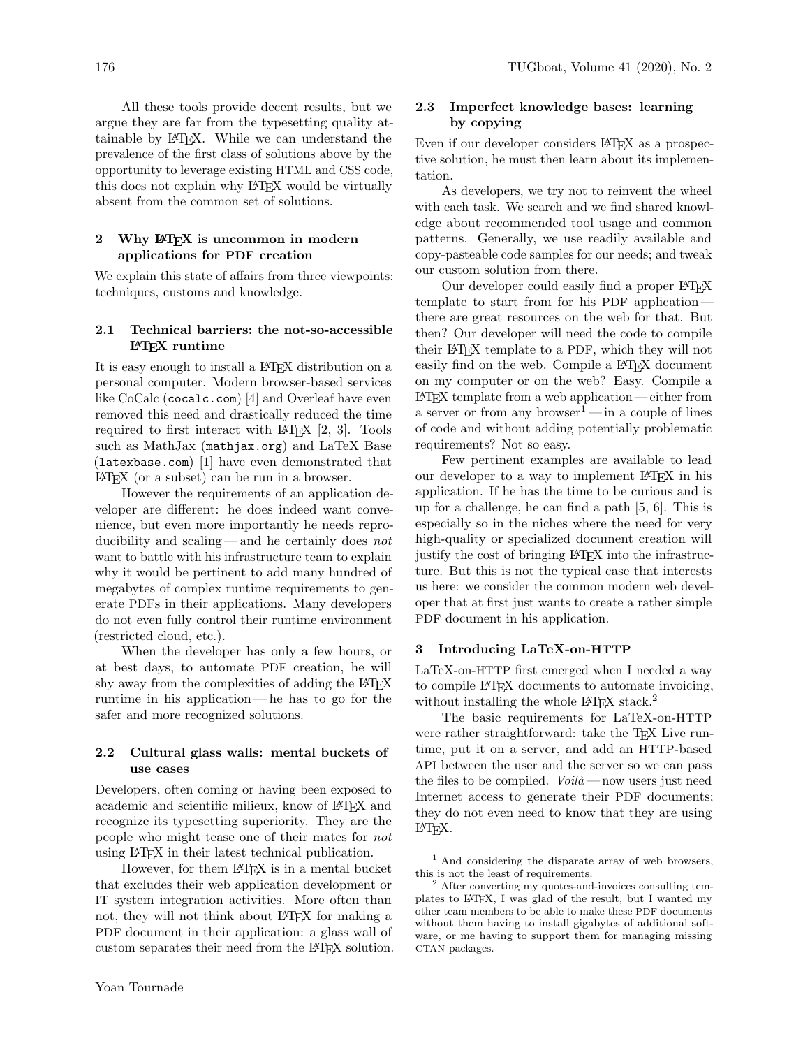All these tools provide decent results, but we argue they are far from the typesetting quality attainable by LaTeX. While we can understand the prevalence of the first class of solutions above by the opportunity to leverage existing HTML and CSS code, this does not explain why LaTeX would be virtually absent from the common set of solutions.

## 2 Why LaTeX is uncommon in modern applications for PDF creation

We explain this state of affairs from three viewpoints: techniques, customs and knowledge.

### 2.1 Technical barriers: the not-so-accessible LaTeX runtime

It is easy enough to install a LaTeX distribution on a personal computer. Modern browser-based services like CoCalc (`cocalc.com`) [4] and Overleaf have even removed this need and drastically reduced the time required to first interact with LaTeX [2, 3]. Tools such as MathJax (`mathjax.org`) and LaTeX Base (`latexbase.com`) [1] have even demonstrated that LaTeX (or a subset) can be run in a browser.

However the requirements of an application developer are different: he does indeed want convenience, but even more importantly he needs reproducibility and scaling — and he certainly does *not* want to battle with his infrastructure team to explain why it would be pertinent to add many hundred of megabytes of complex runtime requirements to generate PDFs in their applications. Many developers do not even fully control their runtime environment (restricted cloud, etc.).

When the developer has only a few hours, or at best days, to automate PDF creation, he will shy away from the complexities of adding the LaTeX runtime in his application — he has to go for the safer and more recognized solutions.

### 2.2 Cultural glass walls: mental buckets of use cases

Developers, often coming or having been exposed to academic and scientific milieux, know of LaTeX and recognize its typesetting superiority. They are the people who might tease one of their mates for *not* using LaTeX in their latest technical publication.

However, for them LaTeX is in a mental bucket that excludes their web application development or IT system integration activities. More often than not, they will not think about LaTeX for making a PDF document in their application: a glass wall of custom separates their need from the LaTeX solution.

### 2.3 Imperfect knowledge bases: learning by copying

Even if our developer considers LaTeX as a prospective solution, he must then learn about its implementation.

As developers, we try not to reinvent the wheel with each task. We search and we find shared knowledge about recommended tool usage and common patterns. Generally, we use readily available and copy-pasteable code samples for our needs; and tweak our custom solution from there.

Our developer could easily find a proper LaTeX template to start from for his PDF application — there are great resources on the web for that. But then? Our developer will need the code to compile their LaTeX template to a PDF, which they will not easily find on the web. Compile a LaTeX document on my computer or on the web? Easy. Compile a LaTeX template from a web application — either from a server or from any browser[1] — in a couple of lines of code and without adding potentially problematic requirements? Not so easy.

Few pertinent examples are available to lead our developer to a way to implement LaTeX in his application. If he has the time to be curious and is up for a challenge, he can find a path [5, 6]. This is especially so in the niches where the need for very high-quality or specialized document creation will justify the cost of bringing LaTeX into the infrastructure. But this is not the typical case that interests us here: we consider the common modern web developer that at first just wants to create a rather simple PDF document in his application.

## 3 Introducing LaTeX-on-HTTP

LaTeX-on-HTTP first emerged when I needed a way to compile LaTeX documents to automate invoicing, without installing the whole LaTeX stack.[2]

The basic requirements for LaTeX-on-HTTP were rather straightforward: take the TeX Live runtime, put it on a server, and add an HTTP-based API between the user and the server so we can pass the files to be compiled. *Voilà* — now users just need Internet access to generate their PDF documents; they do not even need to know that they are using LaTeX.

---

[1] And considering the disparate array of web browsers, this is not the least of requirements.

[2] After converting my quotes-and-invoices consulting templates to LaTeX, I was glad of the result, but I wanted my other team members to be able to make these PDF documents without them having to install gigabytes of additional software, or me having to support them for managing missing CTAN packages.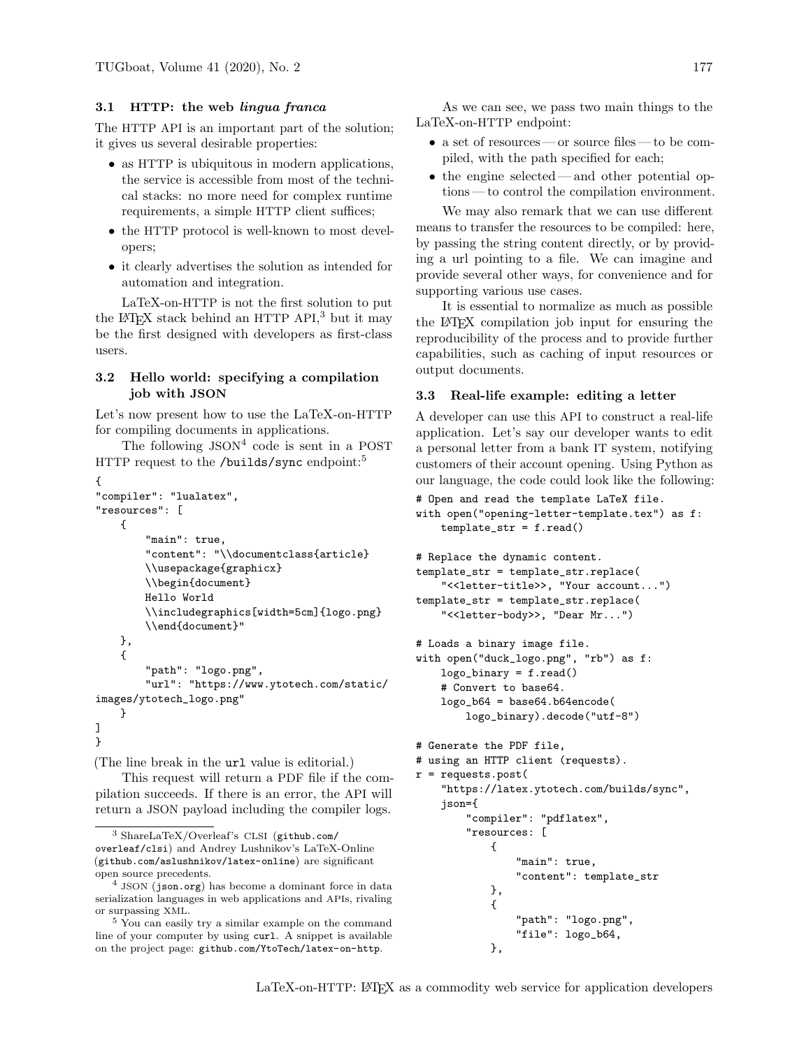### 3.1 HTTP: the web *lingua franca*

The HTTP API is an important part of the solution; it gives us several desirable properties:

- as HTTP is ubiquitous in modern applications, the service is accessible from most of the technical stacks: no more need for complex runtime requirements, a simple HTTP client suffices;
- the HTTP protocol is well-known to most developers;
- it clearly advertises the solution as intended for automation and integration.

LaTeX-on-HTTP is not the first solution to put the LaTeX stack behind an HTTP API,[3] but it may be the first designed with developers as first-class users.

### 3.2 Hello world: specifying a compilation job with JSON

Let's now present how to use the LaTeX-on-HTTP for compiling documents in applications.

The following JSON[4] code is sent in a POST HTTP request to the `/builds/sync` endpoint:[5]

```
{
"compiler": "lualatex",
"resources": [
    {
        "main": true,
        "content": "\\documentclass{article}
        \\usepackage{graphicx}
        \\begin{document}
        Hello World
        \\includegraphics[width=5cm]{logo.png}
        \\end{document}"
    },
    {
        "path": "logo.png",
        "url": "https://www.ytotech.com/static/
images/ytotech_logo.png"
    }
]
}
```

(The line break in the `url` value is editorial.)

This request will return a PDF file if the compilation succeeds. If there is an error, the API will return a JSON payload including the compiler logs.

As we can see, we pass two main things to the LaTeX-on-HTTP endpoint:

- a set of resources — or source files — to be compiled, with the path specified for each;
- the engine selected — and other potential options — to control the compilation environment.

We may also remark that we can use different means to transfer the resources to be compiled: here, by passing the string content directly, or by providing a url pointing to a file. We can imagine and provide several other ways, for convenience and for supporting various use cases.

It is essential to normalize as much as possible the LaTeX compilation job input for ensuring the reproducibility of the process and to provide further capabilities, such as caching of input resources or output documents.

### 3.3 Real-life example: editing a letter

A developer can use this API to construct a real-life application. Let's say our developer wants to edit a personal letter from a bank IT system, notifying customers of their account opening. Using Python as our language, the code could look like the following:

```
# Open and read the template LaTeX file.
with open("opening-letter-template.tex") as f:
    template_str = f.read()

# Replace the dynamic content.
template_str = template_str.replace(
    "<<letter-title>>, "Your account...")
template_str = template_str.replace(
    "<<letter-body>>, "Dear Mr...")

# Loads a binary image file.
with open("duck_logo.png", "rb") as f:
    logo_binary = f.read()
    # Convert to base64.
    logo_b64 = base64.b64encode(
        logo_binary).decode("utf-8")

# Generate the PDF file,
# using an HTTP client (requests).
r = requests.post(
    "https://latex.ytotech.com/builds/sync",
    json={
        "compiler": "pdflatex",
        "resources: [
            {
                "main": true,
                "content": template_str
            },
            {
                "path": "logo.png",
                "file": logo_b64,
            },
```

[3] ShareLaTeX/Overleaf's CLSI (`github.com/overleaf/clsi`) and Andrey Lushnikov's LaTeX-Online (`github.com/aslushnikov/latex-online`) are significant open source precedents.

[4] JSON (`json.org`) has become a dominant force in data serialization languages in web applications and APIs, rivaling or surpassing XML.

[5] You can easily try a similar example on the command line of your computer by using `curl`. A snippet is available on the project page: `github.com/YtoTech/latex-on-http`.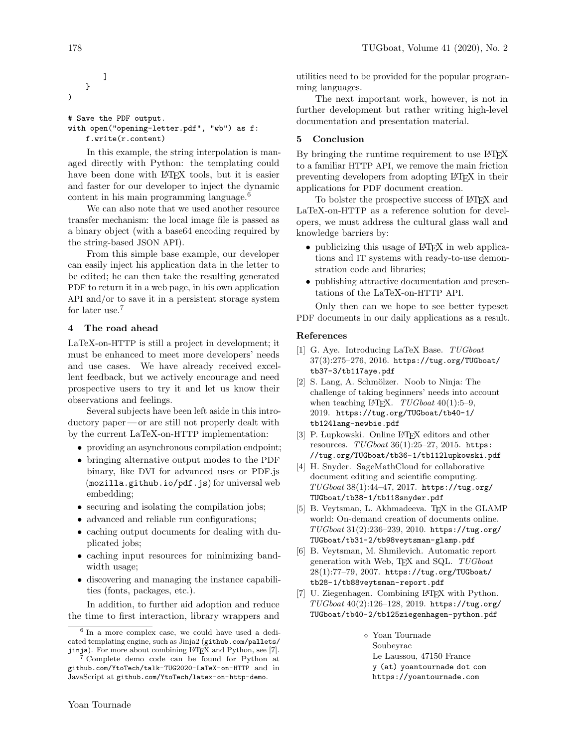```
        ]
    }
)

# Save the PDF output.
with open("opening-letter.pdf", "wb") as f:
    f.write(r.content)
```

In this example, the string interpolation is managed directly with Python: the templating could have been done with LaTeX tools, but it is easier and faster for our developer to inject the dynamic content in his main programming language.[6]

We can also note that we used another resource transfer mechanism: the local image file is passed as a binary object (with a base64 encoding required by the string-based JSON API).

From this simple base example, our developer can easily inject his application data in the letter to be edited; he can then take the resulting generated PDF to return it in a web page, in his own application API and/or to save it in a persistent storage system for later use.[7]

## 4 The road ahead

LaTeX-on-HTTP is still a project in development; it must be enhanced to meet more developers' needs and use cases. We have already received excellent feedback, but we actively encourage and need prospective users to try it and let us know their observations and feelings.

Several subjects have been left aside in this introductory paper — or are still not properly dealt with by the current LaTeX-on-HTTP implementation:

- providing an asynchronous compilation endpoint;
- bringing alternative output modes to the PDF binary, like DVI for advanced uses or PDF.js (`mozilla.github.io/pdf.js`) for universal web embedding;
- securing and isolating the compilation jobs;
- advanced and reliable run configurations;
- caching output documents for dealing with duplicated jobs;
- caching input resources for minimizing bandwidth usage;
- discovering and managing the instance capabilities (fonts, packages, etc.).

In addition, to further aid adoption and reduce the time to first interaction, library wrappers and utilities need to be provided for the popular programming languages.

The next important work, however, is not in further development but rather writing high-level documentation and presentation material.

## 5 Conclusion

By bringing the runtime requirement to use LaTeX to a familiar HTTP API, we remove the main friction preventing developers from adopting LaTeX in their applications for PDF document creation.

To bolster the prospective success of LaTeX and LaTeX-on-HTTP as a reference solution for developers, we must address the cultural glass wall and knowledge barriers by:

- publicizing this usage of LaTeX in web applications and IT systems with ready-to-use demonstration code and libraries;
- publishing attractive documentation and presentations of the LaTeX-on-HTTP API.

Only then can we hope to see better typeset PDF documents in our daily applications as a result.

## References

[1] G. Aye. Introducing LaTeX Base. *TUGboat* 37(3):275–276, 2016. `https://tug.org/TUGboat/tb37-3/tb117aye.pdf`

[2] S. Lang, A. Schmölzer. Noob to Ninja: The challenge of taking beginners' needs into account when teaching LaTeX. *TUGboat* 40(1):5–9, 2019. `https://tug.org/TUGboat/tb40-1/tb124lang-newbie.pdf`

[3] P. Lupkowski. Online LaTeX editors and other resources. *TUGboat* 36(1):25–27, 2015. `https://tug.org/TUGboat/tb36-1/tb112lupkowski.pdf`

[4] H. Snyder. SageMathCloud for collaborative document editing and scientific computing. *TUGboat* 38(1):44–47, 2017. `https://tug.org/TUGboat/tb38-1/tb118snyder.pdf`

[5] B. Veytsman, L. Akhmadeeva. TeX in the GLAMP world: On-demand creation of documents online. *TUGboat* 31(2):236–239, 2010. `https://tug.org/TUGboat/tb31-2/tb98veytsman-glamp.pdf`

[6] B. Veytsman, M. Shmilevich. Automatic report generation with Web, TeX and SQL. *TUGboat* 28(1):77–79, 2007. `https://tug.org/TUGboat/tb28-1/tb88veytsman-report.pdf`

[7] U. Ziegenhagen. Combining LaTeX with Python. *TUGboat* 40(2):126–128, 2019. `https://tug.org/TUGboat/tb40-2/tb125ziegenhagen-python.pdf`

◇ Yoan Tournade
Soubeyrac
Le Laussou, 47150 France
`y (at) yoantournade dot com`
`https://yoantournade.com`

---

[6] In a more complex case, we could have used a dedicated templating engine, such as Jinja2 (`github.com/pallets/jinja`). For more about combining LaTeX and Python, see [7].

[7] Complete demo code can be found for Python at `github.com/YtoTech/talk-TUG2020-LaTeX-on-HTTP` and in JavaScript at `github.com/YtoTech/latex-on-http-demo`.